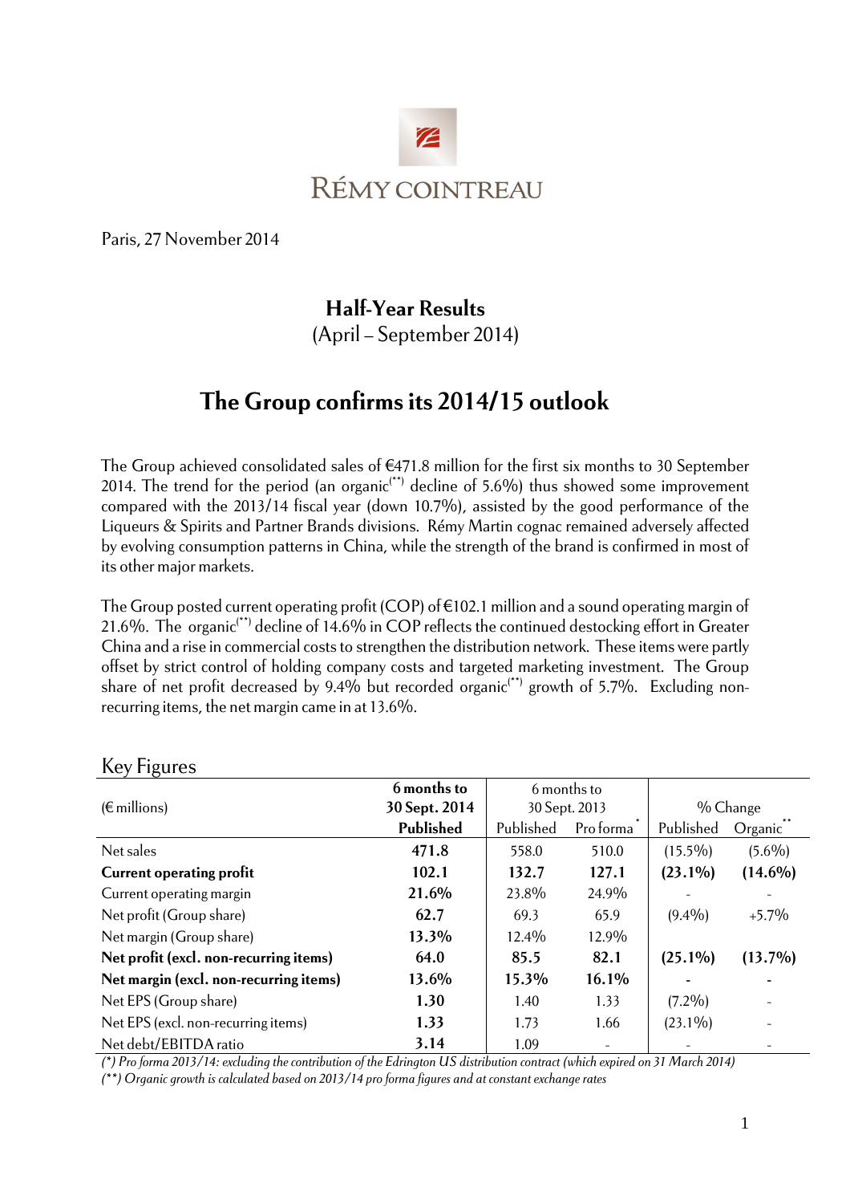RÉMY COINTREAU

Paris, 27 November 2014

## Half-Year Results

(April – September 2014)

# The Group confirms its 2014/15 outlook

The Group achieved consolidated sales of €471.8 million for the first six months to 30 September 2014. The trend for the period (an organic(**) decline of 5.6%) thus showed some improvement compared with the 2013/14 fiscal year (down 10.7%), assisted by the good performance of the Liqueurs & Spirits and Partner Brands divisions. Rémy Martin cognac remained adversely affected by evolving consumption patterns in China, while the strength of the brand is confirmed in most of its other major markets.

The Group posted current operating profit (COP) of €102.1 million and a sound operating margin of 21.6%. The organic(**) decline of 14.6% in COP reflects the continued destocking effort in Greater China and a rise in commercial costs to strengthen the distribution network. These items were partly offset by strict control of holding company costs and targeted marketing investment. The Group share of net profit decreased by 9.4% but recorded organic(**) growth of 5.7%. Excluding non-recurring items, the net margin came in at 13.6%.

## Key Figures

| (€ millions) | **6 months to 30 Sept. 2014** | 6 months to 30 Sept. 2013 | | % Change | |
|---|---|---|---|---|---|
| | **Published** | Published | Pro forma* | Published | Organic** |
| Net sales | **471.8** | 558.0 | 510.0 | (15.5%) | (5.6%) |
| **Current operating profit** | **102.1** | **132.7** | **127.1** | **(23.1%)** | **(14.6%)** |
| Current operating margin | **21.6%** | 23.8% | 24.9% | - | - |
| Net profit (Group share) | **62.7** | 69.3 | 65.9 | (9.4%) | +5.7% |
| Net margin (Group share) | **13.3%** | 12.4% | 12.9% | | |
| **Net profit (excl. non-recurring items)** | **64.0** | **85.5** | **82.1** | **(25.1%)** | **(13.7%)** |
| **Net margin (excl. non-recurring items)** | **13.6%** | **15.3%** | **16.1%** | **-** | **-** |
| Net EPS (Group share) | **1.30** | 1.40 | 1.33 | (7.2%) | - |
| Net EPS (excl. non-recurring items) | **1.33** | 1.73 | 1.66 | (23.1%) | - |
| Net debt/EBITDA ratio | **3.14** | 1.09 | - | - | - |

*(\*) Pro forma 2013/14: excluding the contribution of the Edrington US distribution contract (which expired on 31 March 2014)*

*(\*\*) Organic growth is calculated based on 2013/14 pro forma figures and at constant exchange rates*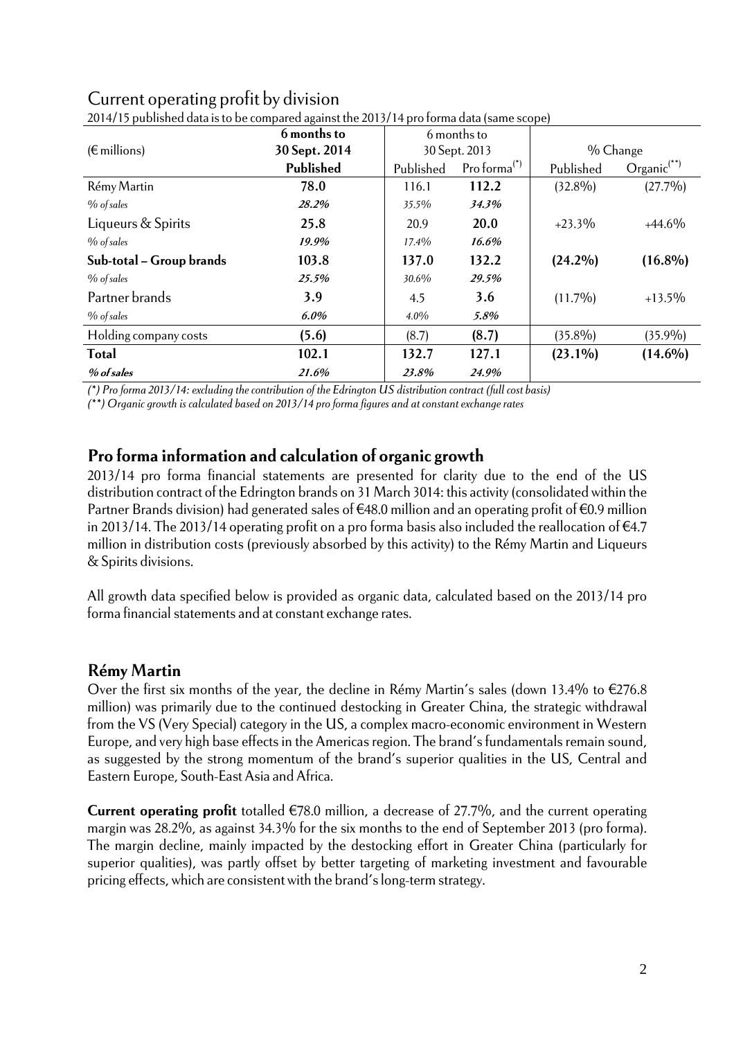## Current operating profit by division

2014/15 published data is to be compared against the 2013/14 pro forma data (same scope)

| (€ millions) | 6 months to 30 Sept. 2014 | 6 months to 30 Sept. 2013 | | % Change | |
|---|---|---|---|---|---|
| | **Published** | Published | Pro forma[(*)] | Published | Organic[(**)] |
| Rémy Martin | **78.0** | 116.1 | **112.2** | (32.8%) | (27.7%) |
| *% of sales* | ***28.2%*** | *35.5%* | ***34.3%*** | | |
| Liqueurs & Spirits | **25.8** | 20.9 | **20.0** | +23.3% | +44.6% |
| *% of sales* | ***19.9%*** | *17.4%* | ***16.6%*** | | |
| **Sub-total – Group brands** | **103.8** | **137.0** | **132.2** | **(24.2%)** | **(16.8%)** |
| *% of sales* | ***25.5%*** | *30.6%* | ***29.5%*** | | |
| Partner brands | **3.9** | 4.5 | **3.6** | (11.7%) | +13.5% |
| *% of sales* | ***6.0%*** | *4.0%* | ***5.8%*** | | |
| Holding company costs | **(5.6)** | (8.7) | **(8.7)** | (35.8%) | (35.9%) |
| **Total** | **102.1** | **132.7** | **127.1** | **(23.1%)** | **(14.6%)** |
| ***% of sales*** | ***21.6%*** | ***23.8%*** | ***24.9%*** | | |

*(\*) Pro forma 2013/14: excluding the contribution of the Edrington US distribution contract (full cost basis)*

*(\*\*) Organic growth is calculated based on 2013/14 pro forma figures and at constant exchange rates*

## Pro forma information and calculation of organic growth

2013/14 pro forma financial statements are presented for clarity due to the end of the US distribution contract of the Edrington brands on 31 March 3014: this activity (consolidated within the Partner Brands division) had generated sales of €48.0 million and an operating profit of €0.9 million in 2013/14. The 2013/14 operating profit on a pro forma basis also included the reallocation of €4.7 million in distribution costs (previously absorbed by this activity) to the Rémy Martin and Liqueurs & Spirits divisions.

All growth data specified below is provided as organic data, calculated based on the 2013/14 pro forma financial statements and at constant exchange rates.

## Rémy Martin

Over the first six months of the year, the decline in Rémy Martin's sales (down 13.4% to €276.8 million) was primarily due to the continued destocking in Greater China, the strategic withdrawal from the VS (Very Special) category in the US, a complex macro-economic environment in Western Europe, and very high base effects in the Americas region. The brand's fundamentals remain sound, as suggested by the strong momentum of the brand's superior qualities in the US, Central and Eastern Europe, South-East Asia and Africa.

**Current operating profit** totalled €78.0 million, a decrease of 27.7%, and the current operating margin was 28.2%, as against 34.3% for the six months to the end of September 2013 (pro forma). The margin decline, mainly impacted by the destocking effort in Greater China (particularly for superior qualities), was partly offset by better targeting of marketing investment and favourable pricing effects, which are consistent with the brand's long-term strategy.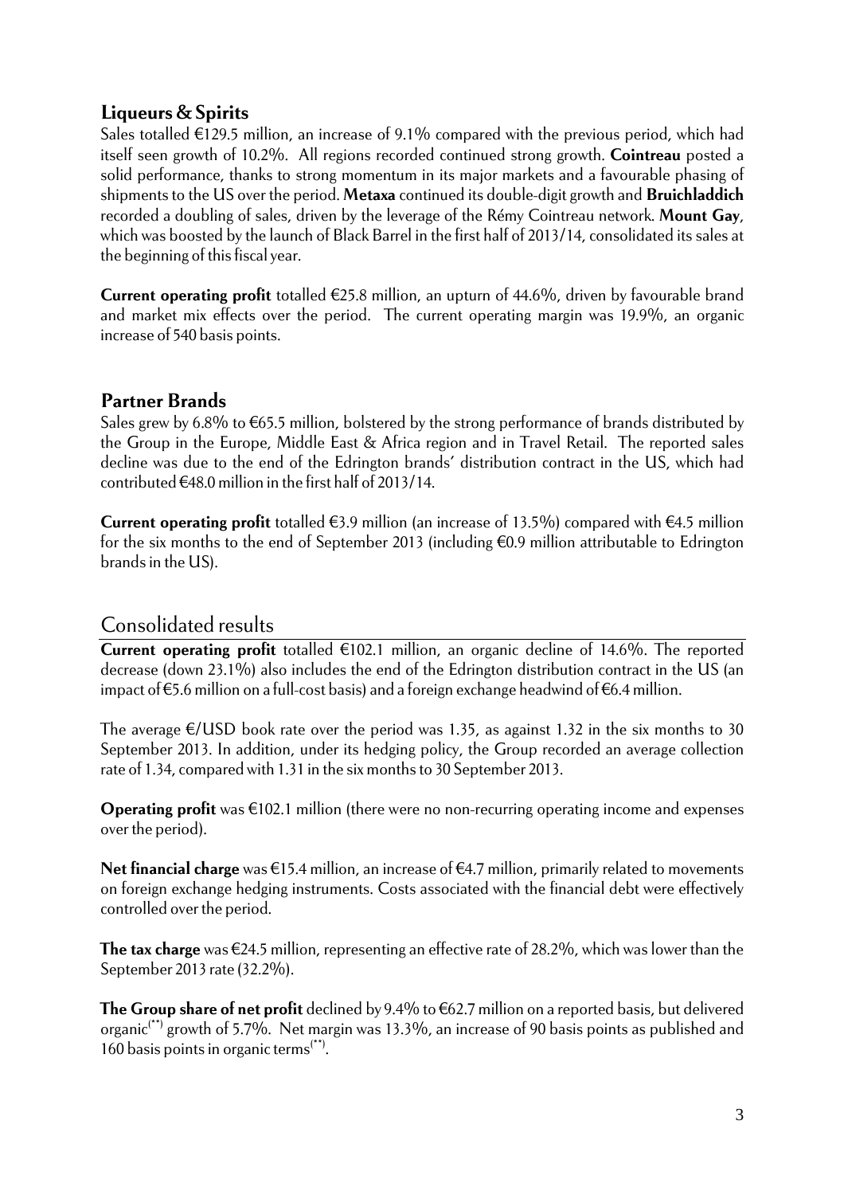### Liqueurs & Spirits

Sales totalled €129.5 million, an increase of 9.1% compared with the previous period, which had itself seen growth of 10.2%. All regions recorded continued strong growth. **Cointreau** posted a solid performance, thanks to strong momentum in its major markets and a favourable phasing of shipments to the US over the period. **Metaxa** continued its double-digit growth and **Bruichladdich** recorded a doubling of sales, driven by the leverage of the Rémy Cointreau network. **Mount Gay**, which was boosted by the launch of Black Barrel in the first half of 2013/14, consolidated its sales at the beginning of this fiscal year.

**Current operating profit** totalled €25.8 million, an upturn of 44.6%, driven by favourable brand and market mix effects over the period. The current operating margin was 19.9%, an organic increase of 540 basis points.

### Partner Brands

Sales grew by 6.8% to €65.5 million, bolstered by the strong performance of brands distributed by the Group in the Europe, Middle East & Africa region and in Travel Retail. The reported sales decline was due to the end of the Edrington brands' distribution contract in the US, which had contributed €48.0 million in the first half of 2013/14.

**Current operating profit** totalled €3.9 million (an increase of 13.5%) compared with €4.5 million for the six months to the end of September 2013 (including €0.9 million attributable to Edrington brands in the US).

## Consolidated results

**Current operating profit** totalled €102.1 million, an organic decline of 14.6%. The reported decrease (down 23.1%) also includes the end of the Edrington distribution contract in the US (an impact of €5.6 million on a full-cost basis) and a foreign exchange headwind of €6.4 million.

The average €/USD book rate over the period was 1.35, as against 1.32 in the six months to 30 September 2013. In addition, under its hedging policy, the Group recorded an average collection rate of 1.34, compared with 1.31 in the six months to 30 September 2013.

**Operating profit** was €102.1 million (there were no non-recurring operating income and expenses over the period).

**Net financial charge** was €15.4 million, an increase of €4.7 million, primarily related to movements on foreign exchange hedging instruments. Costs associated with the financial debt were effectively controlled over the period.

**The tax charge** was €24.5 million, representing an effective rate of 28.2%, which was lower than the September 2013 rate (32.2%).

**The Group share of net profit** declined by 9.4% to €62.7 million on a reported basis, but delivered organic(**) growth of 5.7%. Net margin was 13.3%, an increase of 90 basis points as published and 160 basis points in organic terms(**).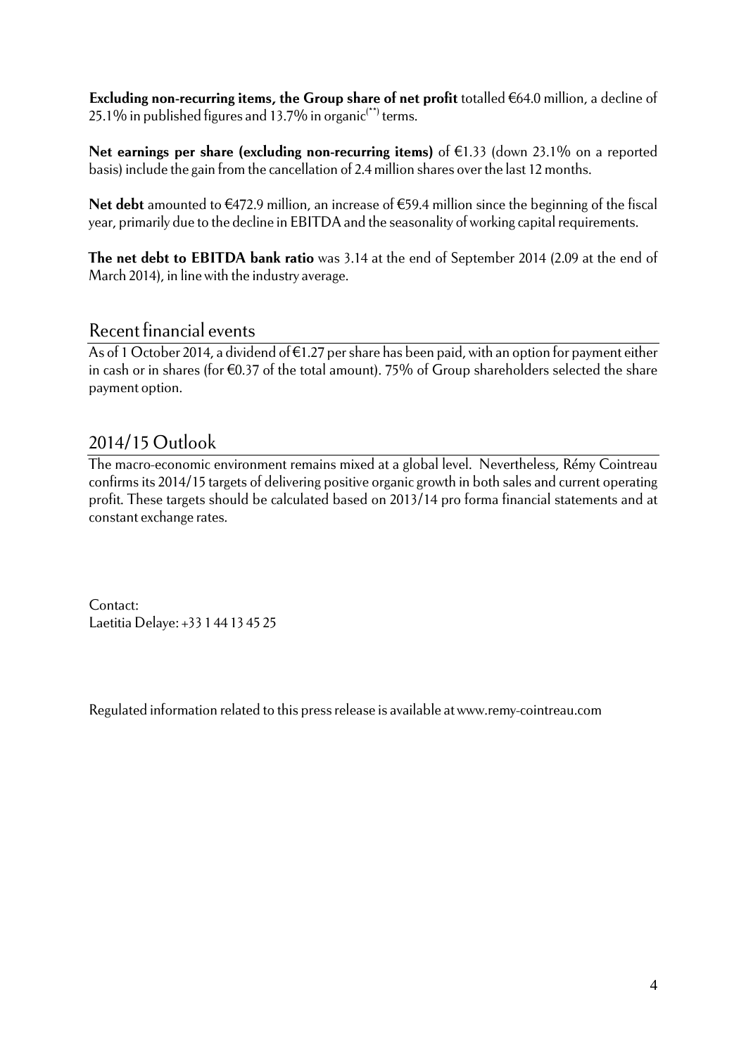**Excluding non-recurring items, the Group share of net profit** totalled €64.0 million, a decline of 25.1% in published figures and 13.7% in organic[(**)] terms.

**Net earnings per share (excluding non-recurring items)** of €1.33 (down 23.1% on a reported basis) include the gain from the cancellation of 2.4 million shares over the last 12 months.

**Net debt** amounted to €472.9 million, an increase of €59.4 million since the beginning of the fiscal year, primarily due to the decline in EBITDA and the seasonality of working capital requirements.

**The net debt to EBITDA bank ratio** was 3.14 at the end of September 2014 (2.09 at the end of March 2014), in line with the industry average.

## Recent financial events

As of 1 October 2014, a dividend of €1.27 per share has been paid, with an option for payment either in cash or in shares (for €0.37 of the total amount). 75% of Group shareholders selected the share payment option.

## 2014/15 Outlook

The macro-economic environment remains mixed at a global level. Nevertheless, Rémy Cointreau confirms its 2014/15 targets of delivering positive organic growth in both sales and current operating profit. These targets should be calculated based on 2013/14 pro forma financial statements and at constant exchange rates.

Contact:
Laetitia Delaye: +33 1 44 13 45 25

Regulated information related to this press release is available at www.remy-cointreau.com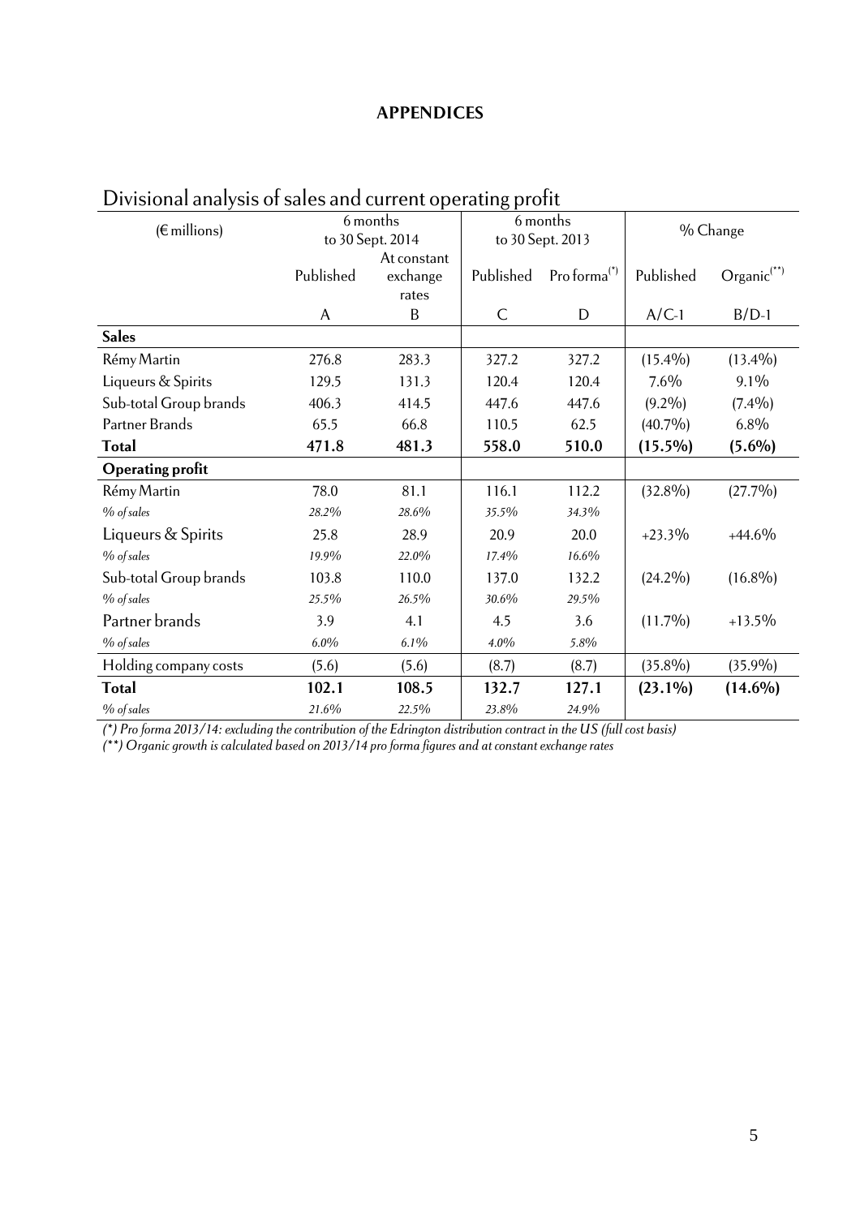## APPENDICES

## Divisional analysis of sales and current operating profit

| (€ millions) | 6 months to 30 Sept. 2014 | | 6 months to 30 Sept. 2013 | | % Change | |
|---|---|---|---|---|---|---|
| | Published | At constant exchange rates | Published | Pro forma(*) | Published | Organic(**) |
| | A | B | C | D | A/C-1 | B/D-1 |
| **Sales** | | | | | | |
| Rémy Martin | 276.8 | 283.3 | 327.2 | 327.2 | (15.4%) | (13.4%) |
| Liqueurs & Spirits | 129.5 | 131.3 | 120.4 | 120.4 | 7.6% | 9.1% |
| Sub-total Group brands | 406.3 | 414.5 | 447.6 | 447.6 | (9.2%) | (7.4%) |
| Partner Brands | 65.5 | 66.8 | 110.5 | 62.5 | (40.7%) | 6.8% |
| **Total** | **471.8** | **481.3** | **558.0** | **510.0** | **(15.5%)** | **(5.6%)** |
| **Operating profit** | | | | | | |
| Rémy Martin | 78.0 | 81.1 | 116.1 | 112.2 | (32.8%) | (27.7%) |
| *% of sales* | *28.2%* | *28.6%* | *35.5%* | *34.3%* | | |
| Liqueurs & Spirits | 25.8 | 28.9 | 20.9 | 20.0 | +23.3% | +44.6% |
| *% of sales* | *19.9%* | *22.0%* | *17.4%* | *16.6%* | | |
| Sub-total Group brands | 103.8 | 110.0 | 137.0 | 132.2 | (24.2%) | (16.8%) |
| *% of sales* | *25.5%* | *26.5%* | *30.6%* | *29.5%* | | |
| Partner brands | 3.9 | 4.1 | 4.5 | 3.6 | (11.7%) | +13.5% |
| *% of sales* | *6.0%* | *6.1%* | *4.0%* | *5.8%* | | |
| Holding company costs | (5.6) | (5.6) | (8.7) | (8.7) | (35.8%) | (35.9%) |
| **Total** | **102.1** | **108.5** | **132.7** | **127.1** | **(23.1%)** | **(14.6%)** |
| *% of sales* | *21.6%* | *22.5%* | *23.8%* | *24.9%* | | |

*(\*) Pro forma 2013/14: excluding the contribution of the Edrington distribution contract in the US (full cost basis)*

*(\*\*) Organic growth is calculated based on 2013/14 pro forma figures and at constant exchange rates*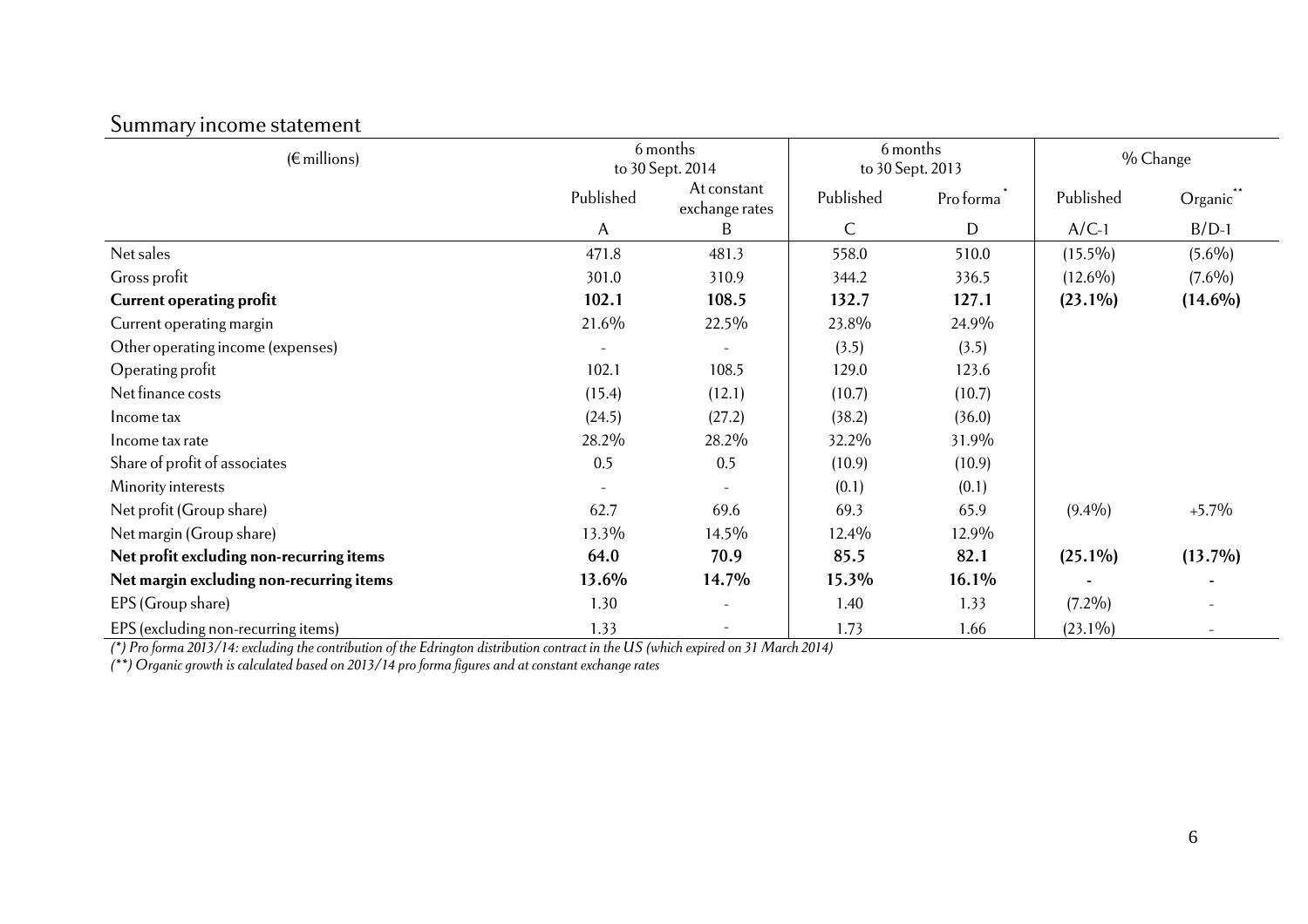## Summary income statement

| (€ millions) | 6 months to 30 Sept. 2014 | | 6 months to 30 Sept. 2013 | | % Change | |
|---|---|---|---|---|---|---|
| | Published | At constant exchange rates | Published | Pro forma* | Published | Organic** |
| | A | B | C | D | A/C-1 | B/D-1 |
| Net sales | 471.8 | 481.3 | 558.0 | 510.0 | (15.5%) | (5.6%) |
| Gross profit | 301.0 | 310.9 | 344.2 | 336.5 | (12.6%) | (7.6%) |
| **Current operating profit** | **102.1** | **108.5** | **132.7** | **127.1** | **(23.1%)** | **(14.6%)** |
| Current operating margin | 21.6% | 22.5% | 23.8% | 24.9% | | |
| Other operating income (expenses) | - | - | (3.5) | (3.5) | | |
| Operating profit | 102.1 | 108.5 | 129.0 | 123.6 | | |
| Net finance costs | (15.4) | (12.1) | (10.7) | (10.7) | | |
| Income tax | (24.5) | (27.2) | (38.2) | (36.0) | | |
| Income tax rate | 28.2% | 28.2% | 32.2% | 31.9% | | |
| Share of profit of associates | 0.5 | 0.5 | (10.9) | (10.9) | | |
| Minority interests | - | - | (0.1) | (0.1) | | |
| Net profit (Group share) | 62.7 | 69.6 | 69.3 | 65.9 | (9.4%) | +5.7% |
| Net margin (Group share) | 13.3% | 14.5% | 12.4% | 12.9% | | |
| **Net profit excluding non-recurring items** | **64.0** | **70.9** | **85.5** | **82.1** | **(25.1%)** | **(13.7%)** |
| **Net margin excluding non-recurring items** | **13.6%** | **14.7%** | **15.3%** | **16.1%** | **-** | **-** |
| EPS (Group share) | 1.30 | - | 1.40 | 1.33 | (7.2%) | - |
| EPS (excluding non-recurring items) | 1.33 | - | 1.73 | 1.66 | (23.1%) | - |

*(\*) Pro forma 2013/14: excluding the contribution of the Edrington distribution contract in the US (which expired on 31 March 2014)*

*(\*\*) Organic growth is calculated based on 2013/14 pro forma figures and at constant exchange rates*